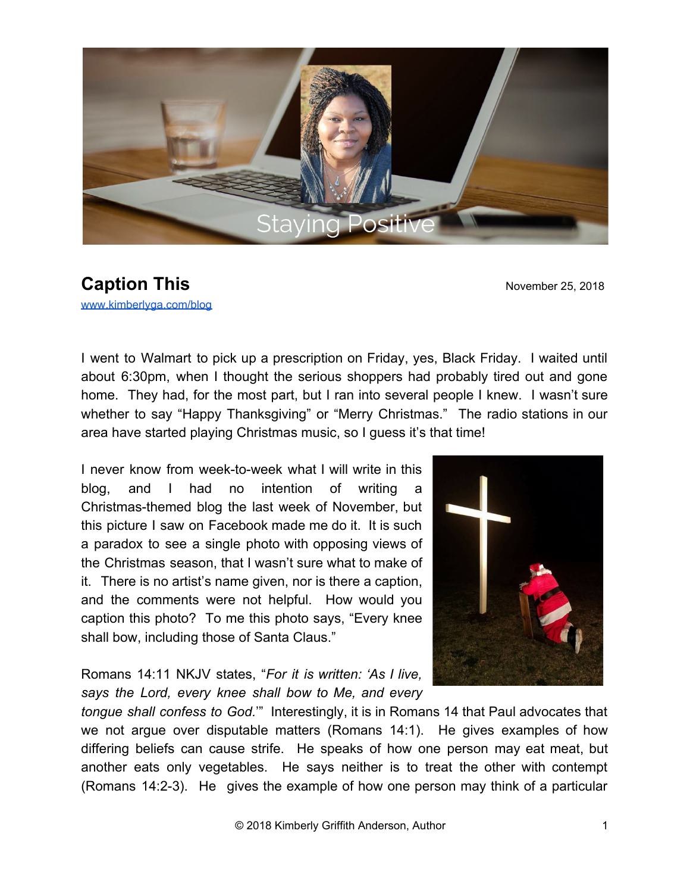Staying Positive

# Caption This

www.kimberlyga.com/blog

November 25, 2018

I went to Walmart to pick up a prescription on Friday, yes, Black Friday. I waited until about 6:30pm, when I thought the serious shoppers had probably tired out and gone home. They had, for the most part, but I ran into several people I knew. I wasn't sure whether to say "Happy Thanksgiving" or "Merry Christmas." The radio stations in our area have started playing Christmas music, so I guess it's that time!

I never know from week-to-week what I will write in this blog, and I had no intention of writing a Christmas-themed blog the last week of November, but this picture I saw on Facebook made me do it. It is such a paradox to see a single photo with opposing views of the Christmas season, that I wasn't sure what to make of it. There is no artist's name given, nor is there a caption, and the comments were not helpful. How would you caption this photo? To me this photo says, "Every knee shall bow, including those of Santa Claus."

Romans 14:11 NKJV states, "*For it is written: 'As I live, says the Lord, every knee shall bow to Me, and every tongue shall confess to God.*'" Interestingly, it is in Romans 14 that Paul advocates that we not argue over disputable matters (Romans 14:1). He gives examples of how differing beliefs can cause strife. He speaks of how one person may eat meat, but another eats only vegetables. He says neither is to treat the other with contempt (Romans 14:2-3). He gives the example of how one person may think of a particular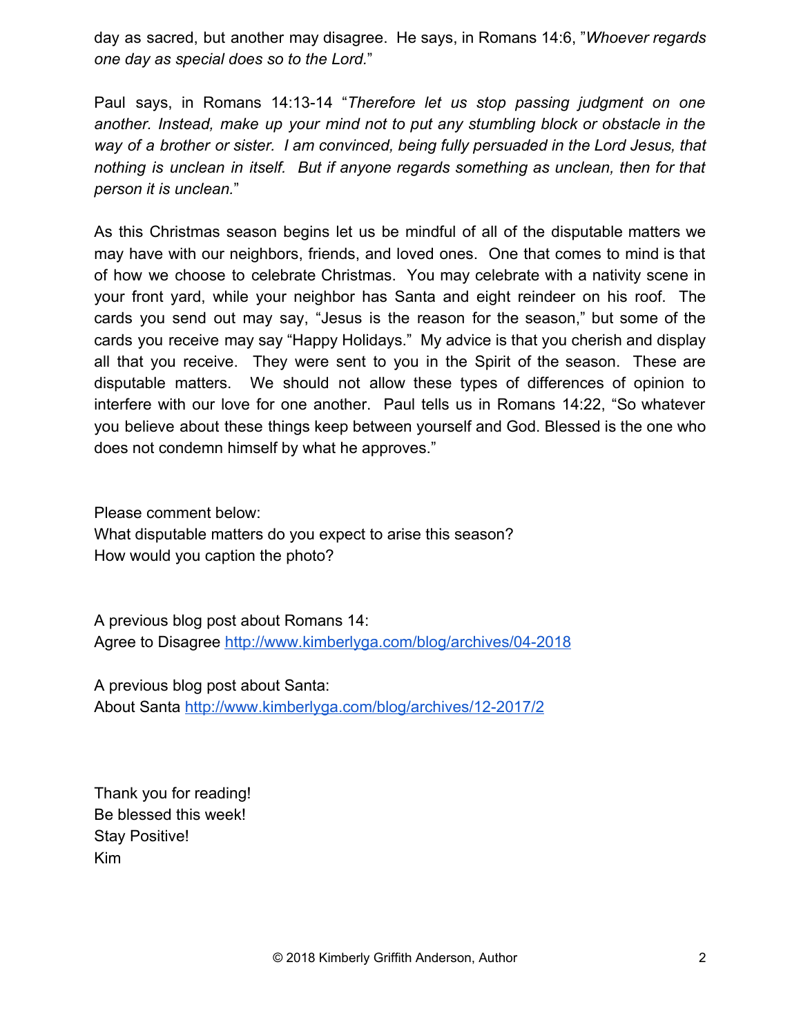day as sacred, but another may disagree. He says, in Romans 14:6, "*Whoever regards one day as special does so to the Lord.*"

Paul says, in Romans 14:13-14 "*Therefore let us stop passing judgment on one another. Instead, make up your mind not to put any stumbling block or obstacle in the way of a brother or sister. I am convinced, being fully persuaded in the Lord Jesus, that nothing is unclean in itself. But if anyone regards something as unclean, then for that person it is unclean.*"

As this Christmas season begins let us be mindful of all of the disputable matters we may have with our neighbors, friends, and loved ones. One that comes to mind is that of how we choose to celebrate Christmas. You may celebrate with a nativity scene in your front yard, while your neighbor has Santa and eight reindeer on his roof. The cards you send out may say, "Jesus is the reason for the season," but some of the cards you receive may say "Happy Holidays." My advice is that you cherish and display all that you receive. They were sent to you in the Spirit of the season. These are disputable matters. We should not allow these types of differences of opinion to interfere with our love for one another. Paul tells us in Romans 14:22, "So whatever you believe about these things keep between yourself and God. Blessed is the one who does not condemn himself by what he approves."

Please comment below:
What disputable matters do you expect to arise this season?
How would you caption the photo?

A previous blog post about Romans 14:
Agree to Disagree http://www.kimberlyga.com/blog/archives/04-2018

A previous blog post about Santa:
About Santa http://www.kimberlyga.com/blog/archives/12-2017/2

Thank you for reading!
Be blessed this week!
Stay Positive!
Kim

© 2018 Kimberly Griffith Anderson, Author